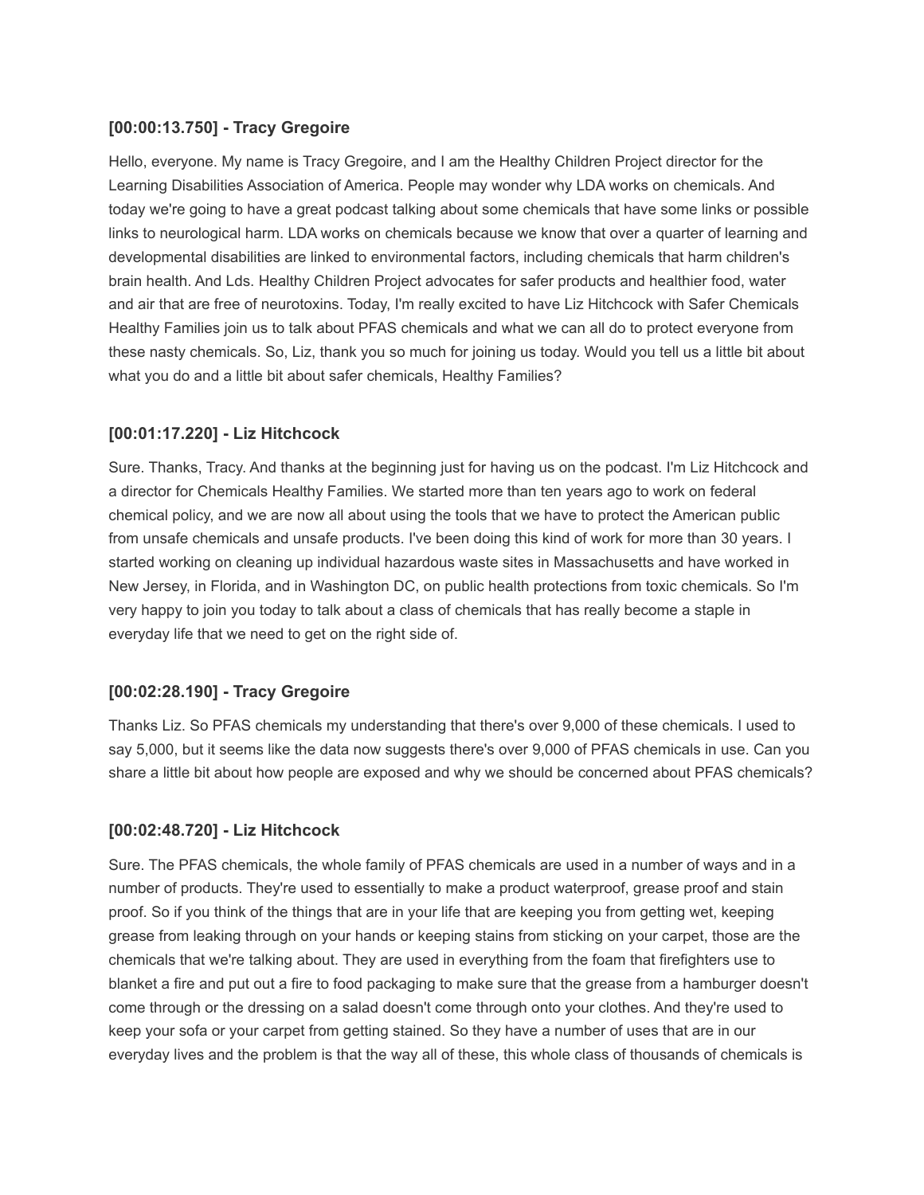### [00:00:13.750] - Tracy Gregoire

Hello, everyone. My name is Tracy Gregoire, and I am the Healthy Children Project director for the Learning Disabilities Association of America. People may wonder why LDA works on chemicals. And today we're going to have a great podcast talking about some chemicals that have some links or possible links to neurological harm. LDA works on chemicals because we know that over a quarter of learning and developmental disabilities are linked to environmental factors, including chemicals that harm children's brain health. And Lds. Healthy Children Project advocates for safer products and healthier food, water and air that are free of neurotoxins. Today, I'm really excited to have Liz Hitchcock with Safer Chemicals Healthy Families join us to talk about PFAS chemicals and what we can all do to protect everyone from these nasty chemicals. So, Liz, thank you so much for joining us today. Would you tell us a little bit about what you do and a little bit about safer chemicals, Healthy Families?

### [00:01:17.220] - Liz Hitchcock

Sure. Thanks, Tracy. And thanks at the beginning just for having us on the podcast. I'm Liz Hitchcock and a director for Chemicals Healthy Families. We started more than ten years ago to work on federal chemical policy, and we are now all about using the tools that we have to protect the American public from unsafe chemicals and unsafe products. I've been doing this kind of work for more than 30 years. I started working on cleaning up individual hazardous waste sites in Massachusetts and have worked in New Jersey, in Florida, and in Washington DC, on public health protections from toxic chemicals. So I'm very happy to join you today to talk about a class of chemicals that has really become a staple in everyday life that we need to get on the right side of.

### [00:02:28.190] - Tracy Gregoire

Thanks Liz. So PFAS chemicals my understanding that there's over 9,000 of these chemicals. I used to say 5,000, but it seems like the data now suggests there's over 9,000 of PFAS chemicals in use. Can you share a little bit about how people are exposed and why we should be concerned about PFAS chemicals?

### [00:02:48.720] - Liz Hitchcock

Sure. The PFAS chemicals, the whole family of PFAS chemicals are used in a number of ways and in a number of products. They're used to essentially to make a product waterproof, grease proof and stain proof. So if you think of the things that are in your life that are keeping you from getting wet, keeping grease from leaking through on your hands or keeping stains from sticking on your carpet, those are the chemicals that we're talking about. They are used in everything from the foam that firefighters use to blanket a fire and put out a fire to food packaging to make sure that the grease from a hamburger doesn't come through or the dressing on a salad doesn't come through onto your clothes. And they're used to keep your sofa or your carpet from getting stained. So they have a number of uses that are in our everyday lives and the problem is that the way all of these, this whole class of thousands of chemicals is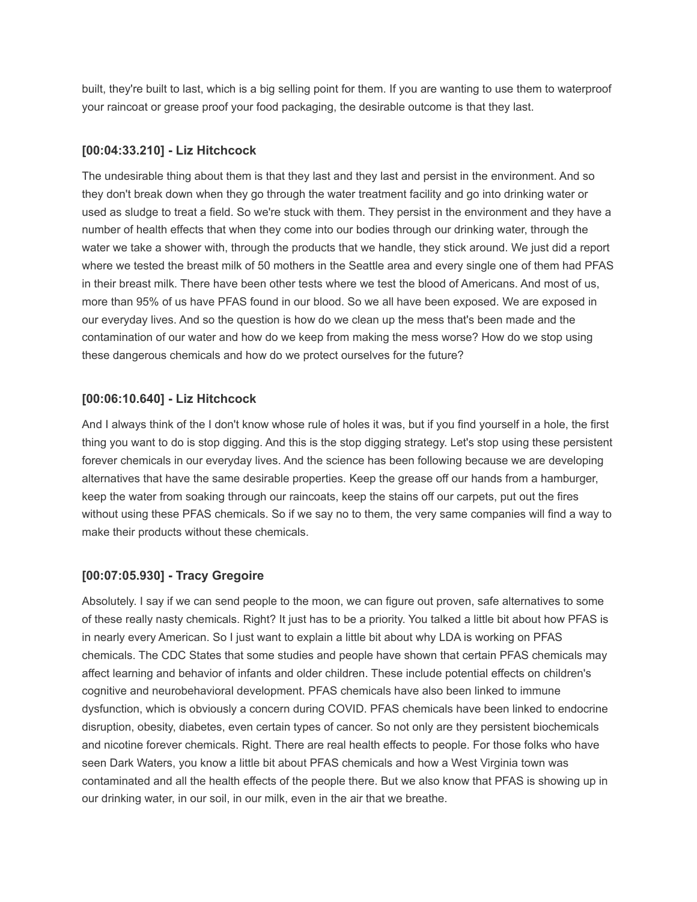built, they're built to last, which is a big selling point for them. If you are wanting to use them to waterproof your raincoat or grease proof your food packaging, the desirable outcome is that they last.

### [00:04:33.210] - Liz Hitchcock

The undesirable thing about them is that they last and they last and persist in the environment. And so they don't break down when they go through the water treatment facility and go into drinking water or used as sludge to treat a field. So we're stuck with them. They persist in the environment and they have a number of health effects that when they come into our bodies through our drinking water, through the water we take a shower with, through the products that we handle, they stick around. We just did a report where we tested the breast milk of 50 mothers in the Seattle area and every single one of them had PFAS in their breast milk. There have been other tests where we test the blood of Americans. And most of us, more than 95% of us have PFAS found in our blood. So we all have been exposed. We are exposed in our everyday lives. And so the question is how do we clean up the mess that's been made and the contamination of our water and how do we keep from making the mess worse? How do we stop using these dangerous chemicals and how do we protect ourselves for the future?

### [00:06:10.640] - Liz Hitchcock

And I always think of the I don't know whose rule of holes it was, but if you find yourself in a hole, the first thing you want to do is stop digging. And this is the stop digging strategy. Let's stop using these persistent forever chemicals in our everyday lives. And the science has been following because we are developing alternatives that have the same desirable properties. Keep the grease off our hands from a hamburger, keep the water from soaking through our raincoats, keep the stains off our carpets, put out the fires without using these PFAS chemicals. So if we say no to them, the very same companies will find a way to make their products without these chemicals.

### [00:07:05.930] - Tracy Gregoire

Absolutely. I say if we can send people to the moon, we can figure out proven, safe alternatives to some of these really nasty chemicals. Right? It just has to be a priority. You talked a little bit about how PFAS is in nearly every American. So I just want to explain a little bit about why LDA is working on PFAS chemicals. The CDC States that some studies and people have shown that certain PFAS chemicals may affect learning and behavior of infants and older children. These include potential effects on children's cognitive and neurobehavioral development. PFAS chemicals have also been linked to immune dysfunction, which is obviously a concern during COVID. PFAS chemicals have been linked to endocrine disruption, obesity, diabetes, even certain types of cancer. So not only are they persistent biochemicals and nicotine forever chemicals. Right. There are real health effects to people. For those folks who have seen Dark Waters, you know a little bit about PFAS chemicals and how a West Virginia town was contaminated and all the health effects of the people there. But we also know that PFAS is showing up in our drinking water, in our soil, in our milk, even in the air that we breathe.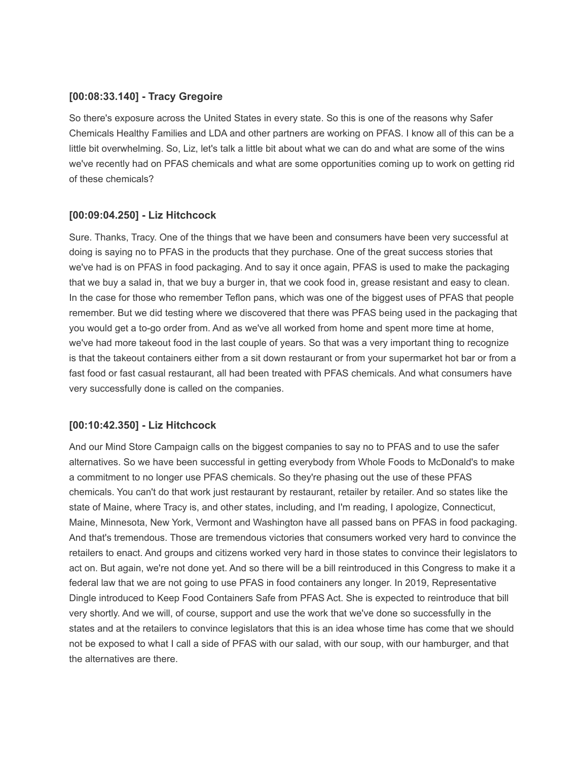### [00:08:33.140] - Tracy Gregoire

So there's exposure across the United States in every state. So this is one of the reasons why Safer Chemicals Healthy Families and LDA and other partners are working on PFAS. I know all of this can be a little bit overwhelming. So, Liz, let's talk a little bit about what we can do and what are some of the wins we've recently had on PFAS chemicals and what are some opportunities coming up to work on getting rid of these chemicals?

### [00:09:04.250] - Liz Hitchcock

Sure. Thanks, Tracy. One of the things that we have been and consumers have been very successful at doing is saying no to PFAS in the products that they purchase. One of the great success stories that we've had is on PFAS in food packaging. And to say it once again, PFAS is used to make the packaging that we buy a salad in, that we buy a burger in, that we cook food in, grease resistant and easy to clean. In the case for those who remember Teflon pans, which was one of the biggest uses of PFAS that people remember. But we did testing where we discovered that there was PFAS being used in the packaging that you would get a to-go order from. And as we've all worked from home and spent more time at home, we've had more takeout food in the last couple of years. So that was a very important thing to recognize is that the takeout containers either from a sit down restaurant or from your supermarket hot bar or from a fast food or fast casual restaurant, all had been treated with PFAS chemicals. And what consumers have very successfully done is called on the companies.

### [00:10:42.350] - Liz Hitchcock

And our Mind Store Campaign calls on the biggest companies to say no to PFAS and to use the safer alternatives. So we have been successful in getting everybody from Whole Foods to McDonald's to make a commitment to no longer use PFAS chemicals. So they're phasing out the use of these PFAS chemicals. You can't do that work just restaurant by restaurant, retailer by retailer. And so states like the state of Maine, where Tracy is, and other states, including, and I'm reading, I apologize, Connecticut, Maine, Minnesota, New York, Vermont and Washington have all passed bans on PFAS in food packaging. And that's tremendous. Those are tremendous victories that consumers worked very hard to convince the retailers to enact. And groups and citizens worked very hard in those states to convince their legislators to act on. But again, we're not done yet. And so there will be a bill reintroduced in this Congress to make it a federal law that we are not going to use PFAS in food containers any longer. In 2019, Representative Dingle introduced to Keep Food Containers Safe from PFAS Act. She is expected to reintroduce that bill very shortly. And we will, of course, support and use the work that we've done so successfully in the states and at the retailers to convince legislators that this is an idea whose time has come that we should not be exposed to what I call a side of PFAS with our salad, with our soup, with our hamburger, and that the alternatives are there.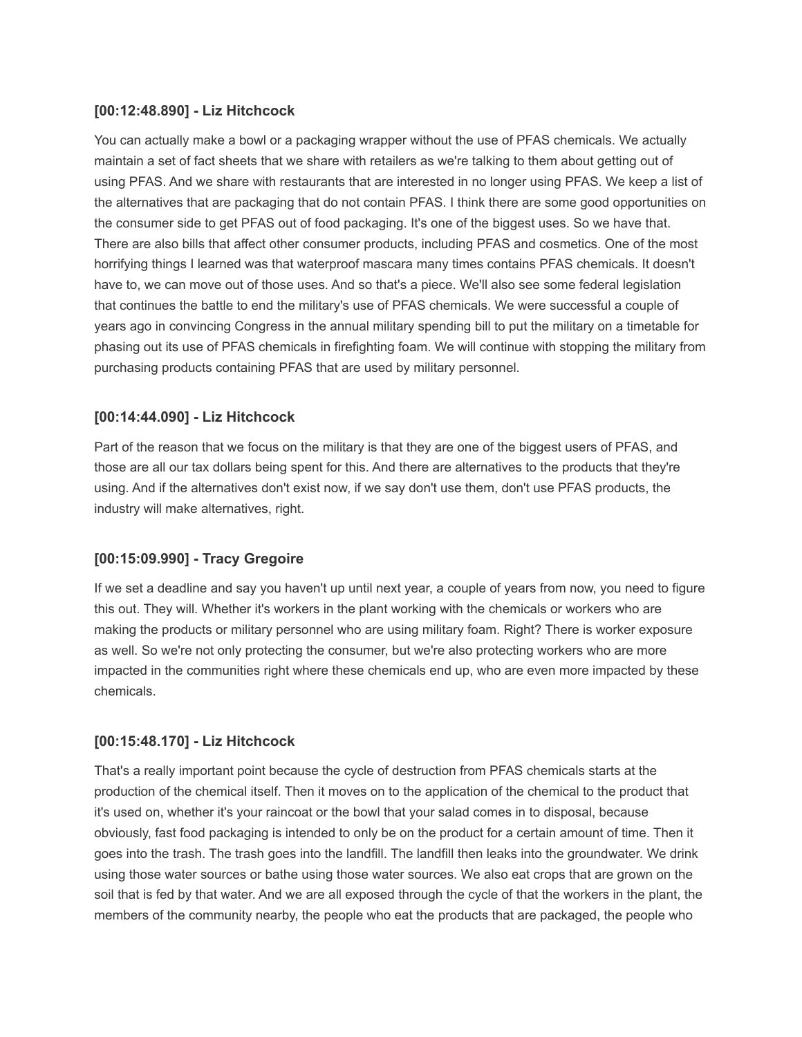**[00:12:48.890] - Liz Hitchcock**

You can actually make a bowl or a packaging wrapper without the use of PFAS chemicals. We actually maintain a set of fact sheets that we share with retailers as we're talking to them about getting out of using PFAS. And we share with restaurants that are interested in no longer using PFAS. We keep a list of the alternatives that are packaging that do not contain PFAS. I think there are some good opportunities on the consumer side to get PFAS out of food packaging. It's one of the biggest uses. So we have that. There are also bills that affect other consumer products, including PFAS and cosmetics. One of the most horrifying things I learned was that waterproof mascara many times contains PFAS chemicals. It doesn't have to, we can move out of those uses. And so that's a piece. We'll also see some federal legislation that continues the battle to end the military's use of PFAS chemicals. We were successful a couple of years ago in convincing Congress in the annual military spending bill to put the military on a timetable for phasing out its use of PFAS chemicals in firefighting foam. We will continue with stopping the military from purchasing products containing PFAS that are used by military personnel.

**[00:14:44.090] - Liz Hitchcock**

Part of the reason that we focus on the military is that they are one of the biggest users of PFAS, and those are all our tax dollars being spent for this. And there are alternatives to the products that they're using. And if the alternatives don't exist now, if we say don't use them, don't use PFAS products, the industry will make alternatives, right.

**[00:15:09.990] - Tracy Gregoire**

If we set a deadline and say you haven't up until next year, a couple of years from now, you need to figure this out. They will. Whether it's workers in the plant working with the chemicals or workers who are making the products or military personnel who are using military foam. Right? There is worker exposure as well. So we're not only protecting the consumer, but we're also protecting workers who are more impacted in the communities right where these chemicals end up, who are even more impacted by these chemicals.

**[00:15:48.170] - Liz Hitchcock**

That's a really important point because the cycle of destruction from PFAS chemicals starts at the production of the chemical itself. Then it moves on to the application of the chemical to the product that it's used on, whether it's your raincoat or the bowl that your salad comes in to disposal, because obviously, fast food packaging is intended to only be on the product for a certain amount of time. Then it goes into the trash. The trash goes into the landfill. The landfill then leaks into the groundwater. We drink using those water sources or bathe using those water sources. We also eat crops that are grown on the soil that is fed by that water. And we are all exposed through the cycle of that the workers in the plant, the members of the community nearby, the people who eat the products that are packaged, the people who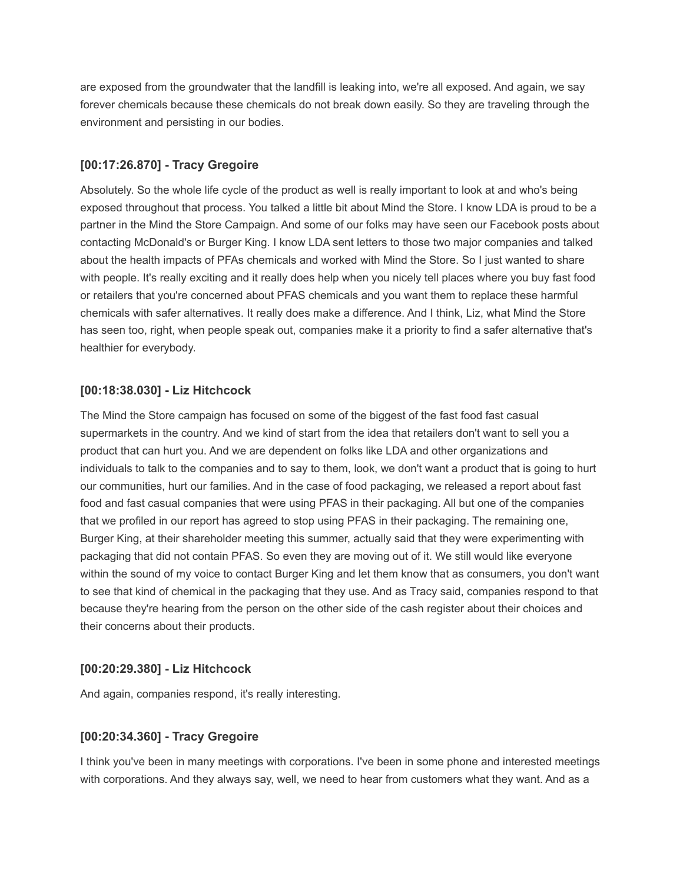are exposed from the groundwater that the landfill is leaking into, we're all exposed. And again, we say forever chemicals because these chemicals do not break down easily. So they are traveling through the environment and persisting in our bodies.

### [00:17:26.870] - Tracy Gregoire

Absolutely. So the whole life cycle of the product as well is really important to look at and who's being exposed throughout that process. You talked a little bit about Mind the Store. I know LDA is proud to be a partner in the Mind the Store Campaign. And some of our folks may have seen our Facebook posts about contacting McDonald's or Burger King. I know LDA sent letters to those two major companies and talked about the health impacts of PFAs chemicals and worked with Mind the Store. So I just wanted to share with people. It's really exciting and it really does help when you nicely tell places where you buy fast food or retailers that you're concerned about PFAS chemicals and you want them to replace these harmful chemicals with safer alternatives. It really does make a difference. And I think, Liz, what Mind the Store has seen too, right, when people speak out, companies make it a priority to find a safer alternative that's healthier for everybody.

### [00:18:38.030] - Liz Hitchcock

The Mind the Store campaign has focused on some of the biggest of the fast food fast casual supermarkets in the country. And we kind of start from the idea that retailers don't want to sell you a product that can hurt you. And we are dependent on folks like LDA and other organizations and individuals to talk to the companies and to say to them, look, we don't want a product that is going to hurt our communities, hurt our families. And in the case of food packaging, we released a report about fast food and fast casual companies that were using PFAS in their packaging. All but one of the companies that we profiled in our report has agreed to stop using PFAS in their packaging. The remaining one, Burger King, at their shareholder meeting this summer, actually said that they were experimenting with packaging that did not contain PFAS. So even they are moving out of it. We still would like everyone within the sound of my voice to contact Burger King and let them know that as consumers, you don't want to see that kind of chemical in the packaging that they use. And as Tracy said, companies respond to that because they're hearing from the person on the other side of the cash register about their choices and their concerns about their products.

### [00:20:29.380] - Liz Hitchcock

And again, companies respond, it's really interesting.

### [00:20:34.360] - Tracy Gregoire

I think you've been in many meetings with corporations. I've been in some phone and interested meetings with corporations. And they always say, well, we need to hear from customers what they want. And as a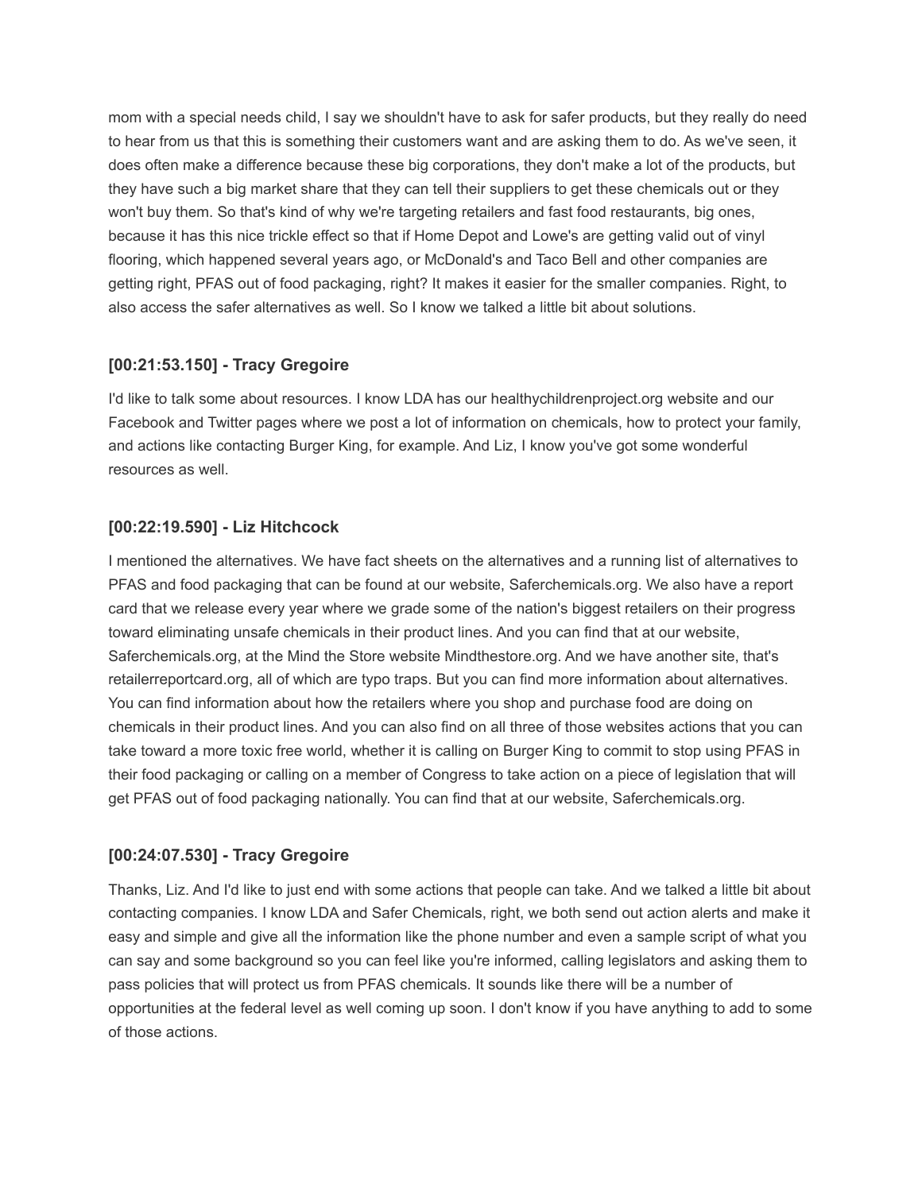mom with a special needs child, I say we shouldn't have to ask for safer products, but they really do need to hear from us that this is something their customers want and are asking them to do. As we've seen, it does often make a difference because these big corporations, they don't make a lot of the products, but they have such a big market share that they can tell their suppliers to get these chemicals out or they won't buy them. So that's kind of why we're targeting retailers and fast food restaurants, big ones, because it has this nice trickle effect so that if Home Depot and Lowe's are getting valid out of vinyl flooring, which happened several years ago, or McDonald's and Taco Bell and other companies are getting right, PFAS out of food packaging, right? It makes it easier for the smaller companies. Right, to also access the safer alternatives as well. So I know we talked a little bit about solutions.

### [00:21:53.150] - Tracy Gregoire

I'd like to talk some about resources. I know LDA has our healthychildrenproject.org website and our Facebook and Twitter pages where we post a lot of information on chemicals, how to protect your family, and actions like contacting Burger King, for example. And Liz, I know you've got some wonderful resources as well.

### [00:22:19.590] - Liz Hitchcock

I mentioned the alternatives. We have fact sheets on the alternatives and a running list of alternatives to PFAS and food packaging that can be found at our website, Saferchemicals.org. We also have a report card that we release every year where we grade some of the nation's biggest retailers on their progress toward eliminating unsafe chemicals in their product lines. And you can find that at our website, Saferchemicals.org, at the Mind the Store website Mindthestore.org. And we have another site, that's retailerreportcard.org, all of which are typo traps. But you can find more information about alternatives. You can find information about how the retailers where you shop and purchase food are doing on chemicals in their product lines. And you can also find on all three of those websites actions that you can take toward a more toxic free world, whether it is calling on Burger King to commit to stop using PFAS in their food packaging or calling on a member of Congress to take action on a piece of legislation that will get PFAS out of food packaging nationally. You can find that at our website, Saferchemicals.org.

### [00:24:07.530] - Tracy Gregoire

Thanks, Liz. And I'd like to just end with some actions that people can take. And we talked a little bit about contacting companies. I know LDA and Safer Chemicals, right, we both send out action alerts and make it easy and simple and give all the information like the phone number and even a sample script of what you can say and some background so you can feel like you're informed, calling legislators and asking them to pass policies that will protect us from PFAS chemicals. It sounds like there will be a number of opportunities at the federal level as well coming up soon. I don't know if you have anything to add to some of those actions.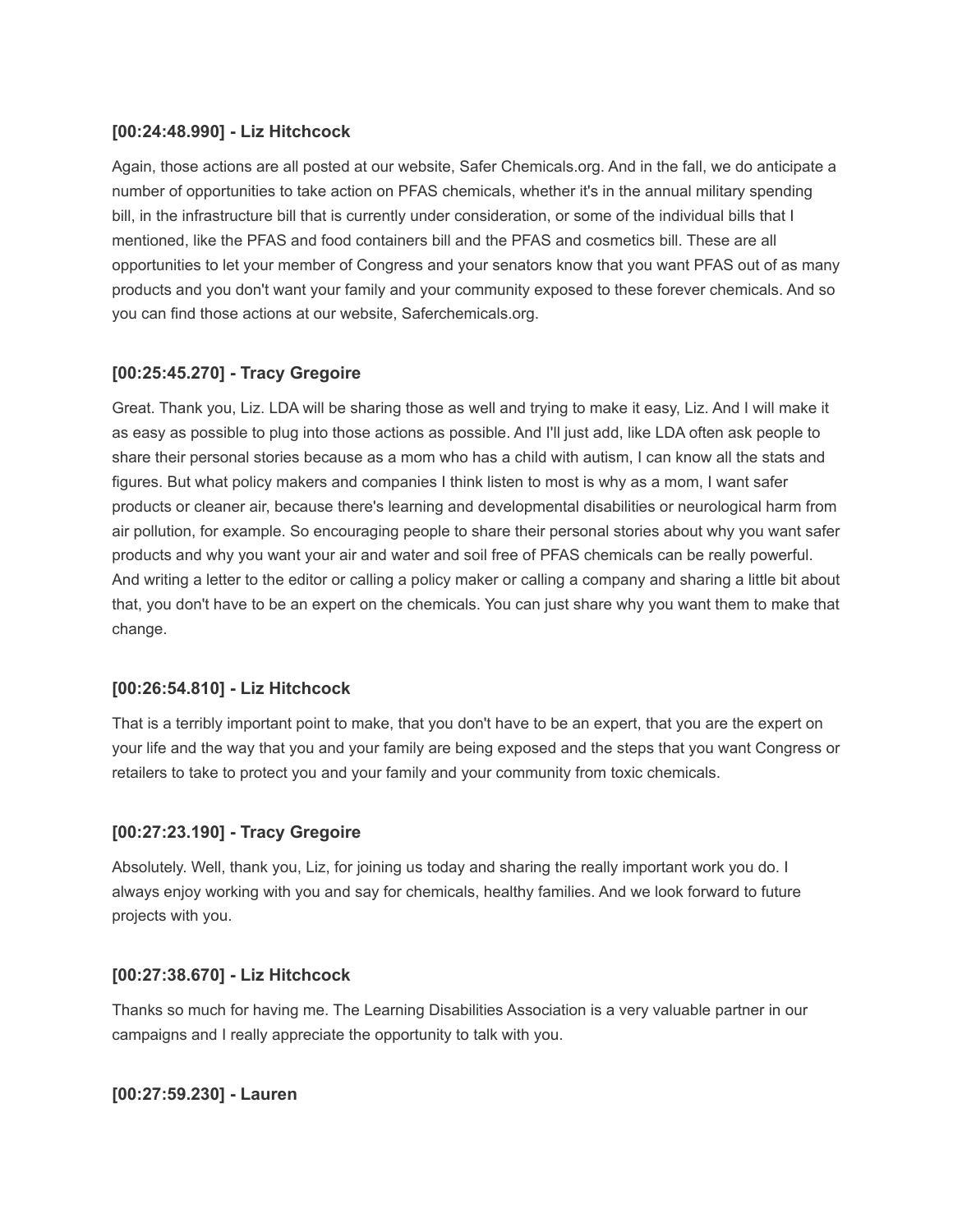**[00:24:48.990] - Liz Hitchcock**

Again, those actions are all posted at our website, Safer Chemicals.org. And in the fall, we do anticipate a number of opportunities to take action on PFAS chemicals, whether it's in the annual military spending bill, in the infrastructure bill that is currently under consideration, or some of the individual bills that I mentioned, like the PFAS and food containers bill and the PFAS and cosmetics bill. These are all opportunities to let your member of Congress and your senators know that you want PFAS out of as many products and you don't want your family and your community exposed to these forever chemicals. And so you can find those actions at our website, Saferchemicals.org.

**[00:25:45.270] - Tracy Gregoire**

Great. Thank you, Liz. LDA will be sharing those as well and trying to make it easy, Liz. And I will make it as easy as possible to plug into those actions as possible. And I'll just add, like LDA often ask people to share their personal stories because as a mom who has a child with autism, I can know all the stats and figures. But what policy makers and companies I think listen to most is why as a mom, I want safer products or cleaner air, because there's learning and developmental disabilities or neurological harm from air pollution, for example. So encouraging people to share their personal stories about why you want safer products and why you want your air and water and soil free of PFAS chemicals can be really powerful. And writing a letter to the editor or calling a policy maker or calling a company and sharing a little bit about that, you don't have to be an expert on the chemicals. You can just share why you want them to make that change.

**[00:26:54.810] - Liz Hitchcock**

That is a terribly important point to make, that you don't have to be an expert, that you are the expert on your life and the way that you and your family are being exposed and the steps that you want Congress or retailers to take to protect you and your family and your community from toxic chemicals.

**[00:27:23.190] - Tracy Gregoire**

Absolutely. Well, thank you, Liz, for joining us today and sharing the really important work you do. I always enjoy working with you and say for chemicals, healthy families. And we look forward to future projects with you.

**[00:27:38.670] - Liz Hitchcock**

Thanks so much for having me. The Learning Disabilities Association is a very valuable partner in our campaigns and I really appreciate the opportunity to talk with you.

**[00:27:59.230] - Lauren**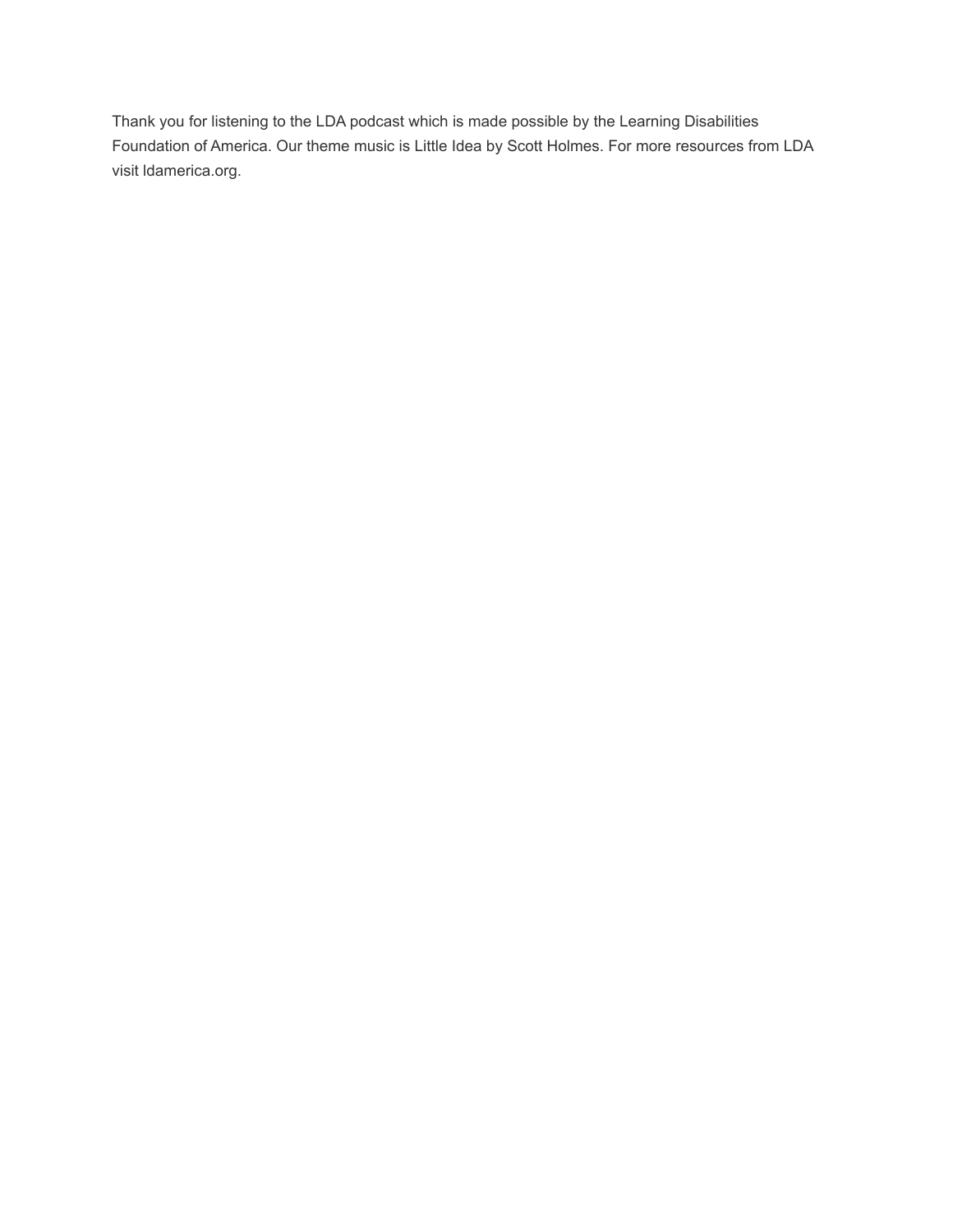Thank you for listening to the LDA podcast which is made possible by the Learning Disabilities Foundation of America. Our theme music is Little Idea by Scott Holmes. For more resources from LDA visit ldamerica.org.